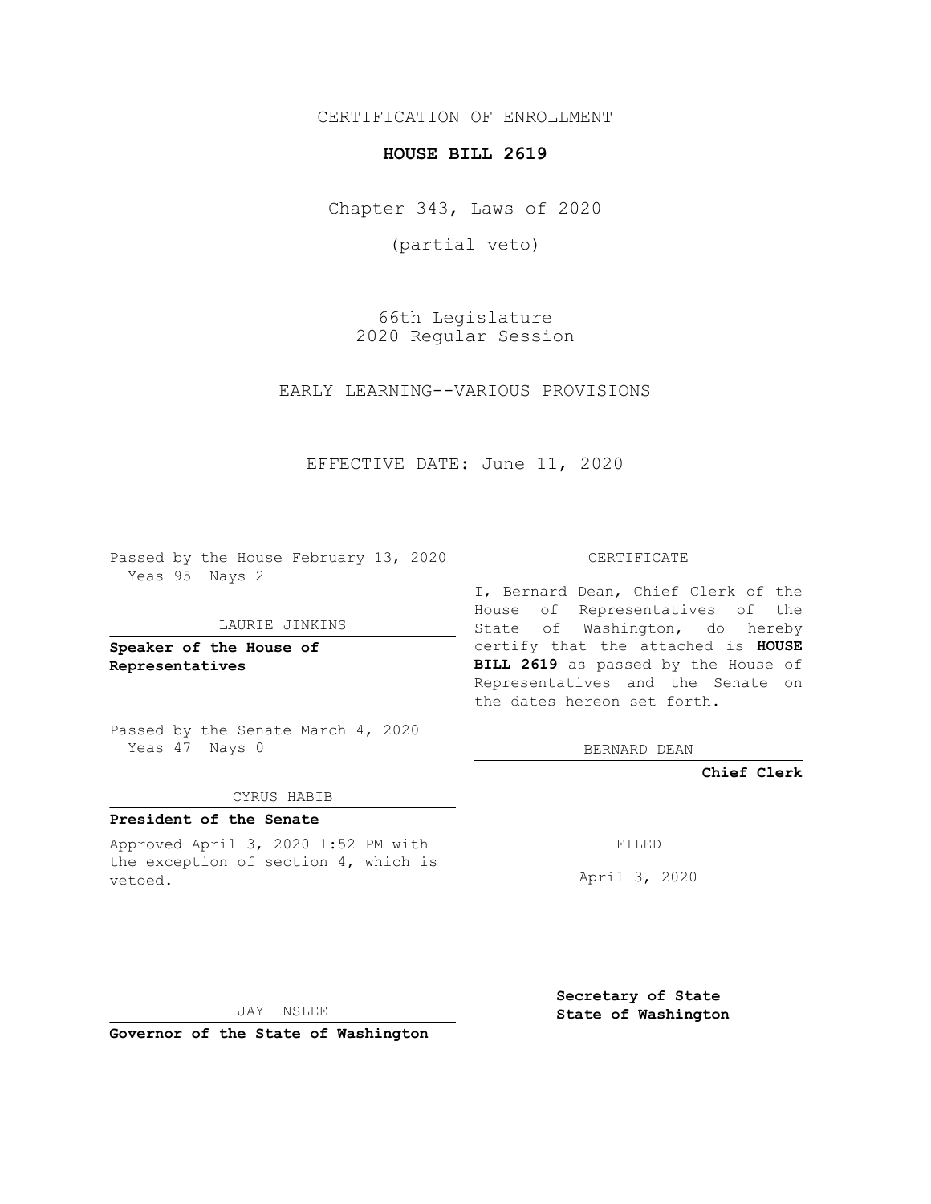CERTIFICATION OF ENROLLMENT

**HOUSE BILL 2619**

Chapter 343, Laws of 2020

(partial veto)

66th Legislature
2020 Regular Session

EARLY LEARNING--VARIOUS PROVISIONS

EFFECTIVE DATE: June 11, 2020

Passed by the House February 13, 2020
Yeas 95 Nays 2

LAURIE JINKINS

**Speaker of the House of Representatives**

Passed by the Senate March 4, 2020
Yeas 47 Nays 0

CYRUS HABIB

**President of the Senate**

Approved April 3, 2020 1:52 PM with the exception of section 4, which is vetoed.

JAY INSLEE

**Governor of the State of Washington**

CERTIFICATE

I, Bernard Dean, Chief Clerk of the House of Representatives of the State of Washington, do hereby certify that the attached is **HOUSE BILL 2619** as passed by the House of Representatives and the Senate on the dates hereon set forth.

BERNARD DEAN

**Chief Clerk**

FILED

April 3, 2020

**Secretary of State
State of Washington**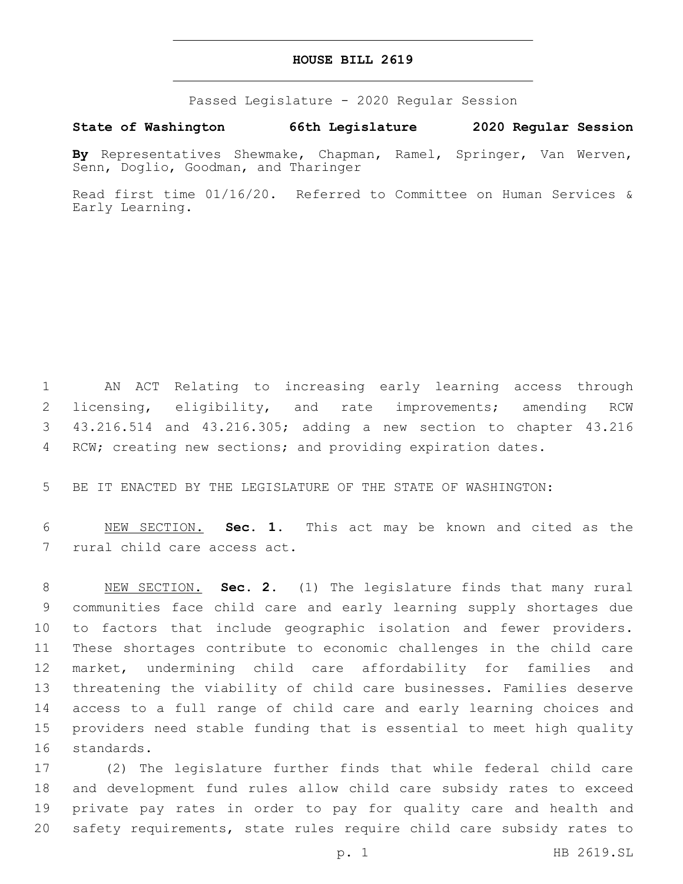# HOUSE BILL 2619

Passed Legislature - 2020 Regular Session

**State of Washington 66th Legislature 2020 Regular Session**

**By** Representatives Shewmake, Chapman, Ramel, Springer, Van Werven, Senn, Doglio, Goodman, and Tharinger

Read first time 01/16/20. Referred to Committee on Human Services & Early Learning.

AN ACT Relating to increasing early learning access through licensing, eligibility, and rate improvements; amending RCW 43.216.514 and 43.216.305; adding a new section to chapter 43.216 RCW; creating new sections; and providing expiration dates.

BE IT ENACTED BY THE LEGISLATURE OF THE STATE OF WASHINGTON:

NEW SECTION. **Sec. 1.** This act may be known and cited as the rural child care access act.

NEW SECTION. **Sec. 2.** (1) The legislature finds that many rural communities face child care and early learning supply shortages due to factors that include geographic isolation and fewer providers. These shortages contribute to economic challenges in the child care market, undermining child care affordability for families and threatening the viability of child care businesses. Families deserve access to a full range of child care and early learning choices and providers need stable funding that is essential to meet high quality standards.

(2) The legislature further finds that while federal child care and development fund rules allow child care subsidy rates to exceed private pay rates in order to pay for quality care and health and safety requirements, state rules require child care subsidy rates to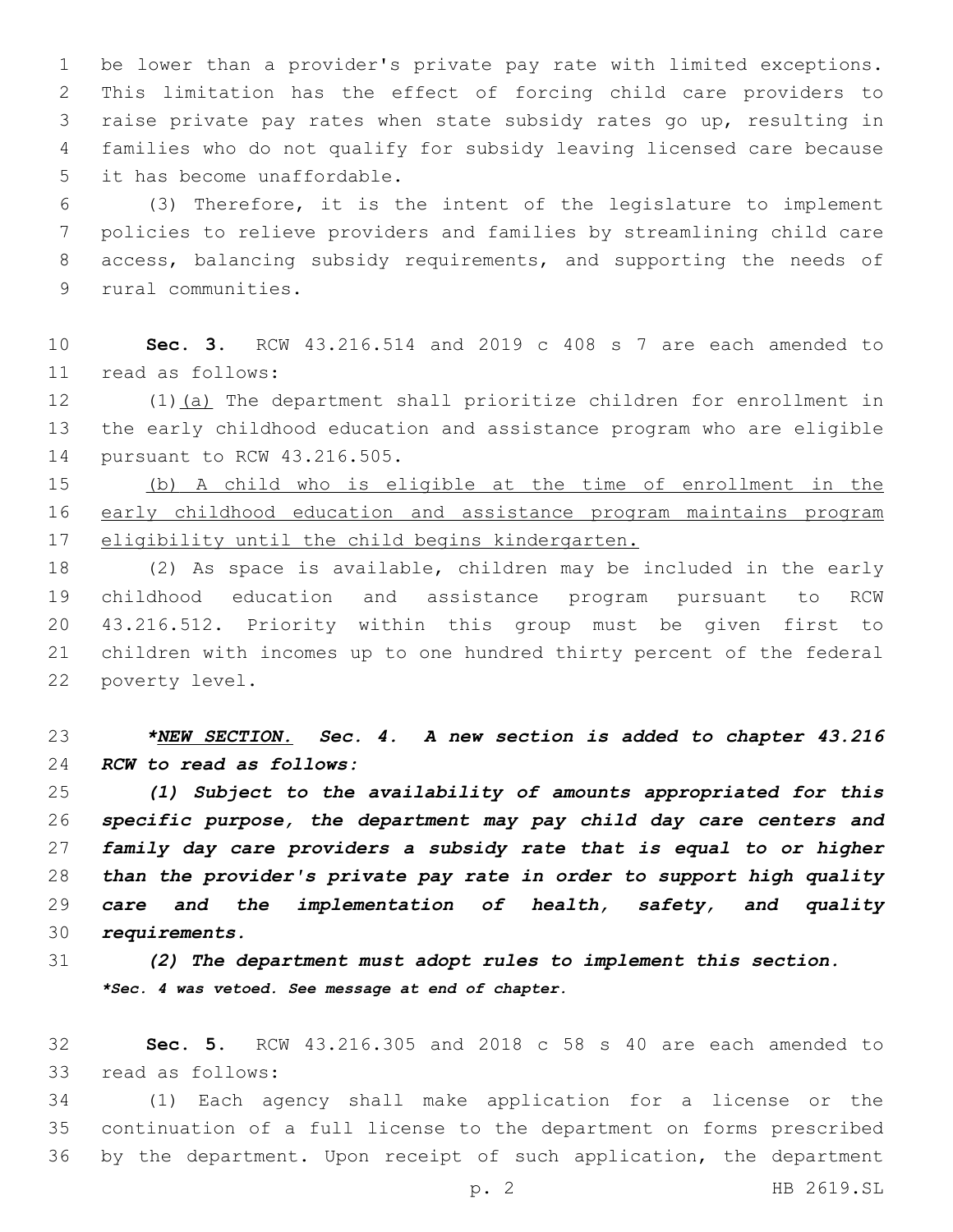be lower than a provider's private pay rate with limited exceptions. This limitation has the effect of forcing child care providers to raise private pay rates when state subsidy rates go up, resulting in families who do not qualify for subsidy leaving licensed care because it has become unaffordable.

(3) Therefore, it is the intent of the legislature to implement policies to relieve providers and families by streamlining child care access, balancing subsidy requirements, and supporting the needs of rural communities.

**Sec. 3.** RCW 43.216.514 and 2019 c 408 s 7 are each amended to read as follows:

(1)<u>(a)</u> The department shall prioritize children for enrollment in the early childhood education and assistance program who are eligible pursuant to RCW 43.216.505.

<u>(b) A child who is eligible at the time of enrollment in the early childhood education and assistance program maintains program eligibility until the child begins kindergarten.</u>

(2) As space is available, children may be included in the early childhood education and assistance program pursuant to RCW 43.216.512. Priority within this group must be given first to children with incomes up to one hundred thirty percent of the federal poverty level.

***<u>NEW SECTION.</u> Sec. 4. A new section is added to chapter 43.216 RCW to read as follows:***

***(1) Subject to the availability of amounts appropriated for this specific purpose, the department may pay child day care centers and family day care providers a subsidy rate that is equal to or higher than the provider's private pay rate in order to support high quality care and the implementation of health, safety, and quality requirements.***

***(2) The department must adopt rules to implement this section.***

***\*Sec. 4 was vetoed. See message at end of chapter.***

**Sec. 5.** RCW 43.216.305 and 2018 c 58 s 40 are each amended to read as follows:

(1) Each agency shall make application for a license or the continuation of a full license to the department on forms prescribed by the department. Upon receipt of such application, the department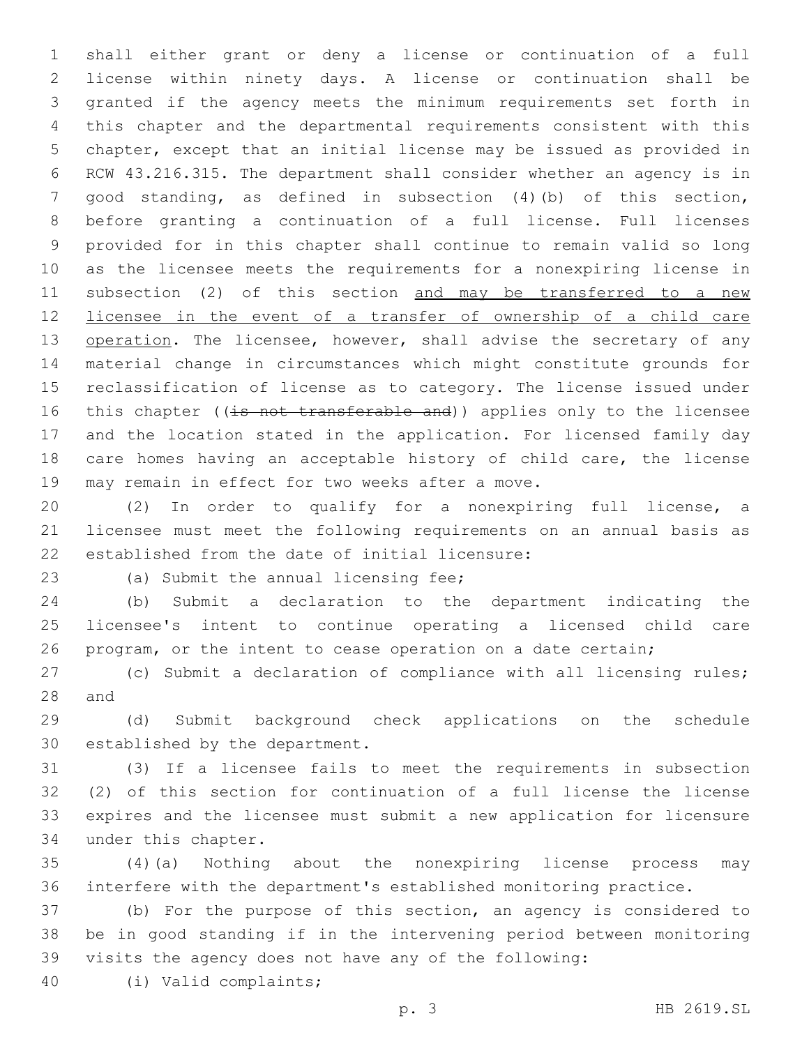shall either grant or deny a license or continuation of a full license within ninety days. A license or continuation shall be granted if the agency meets the minimum requirements set forth in this chapter and the departmental requirements consistent with this chapter, except that an initial license may be issued as provided in RCW 43.216.315. The department shall consider whether an agency is in good standing, as defined in subsection (4)(b) of this section, before granting a continuation of a full license. Full licenses provided for in this chapter shall continue to remain valid so long as the licensee meets the requirements for a nonexpiring license in subsection (2) of this section <u>and may be transferred to a new licensee in the event of a transfer of ownership of a child care operation</u>. The licensee, however, shall advise the secretary of any material change in circumstances which might constitute grounds for reclassification of license as to category. The license issued under this chapter ((~~is not transferable and~~)) applies only to the licensee and the location stated in the application. For licensed family day care homes having an acceptable history of child care, the license may remain in effect for two weeks after a move.

(2) In order to qualify for a nonexpiring full license, a licensee must meet the following requirements on an annual basis as established from the date of initial licensure:

(a) Submit the annual licensing fee;

(b) Submit a declaration to the department indicating the licensee's intent to continue operating a licensed child care program, or the intent to cease operation on a date certain;

(c) Submit a declaration of compliance with all licensing rules; and

(d) Submit background check applications on the schedule established by the department.

(3) If a licensee fails to meet the requirements in subsection (2) of this section for continuation of a full license the license expires and the licensee must submit a new application for licensure under this chapter.

(4)(a) Nothing about the nonexpiring license process may interfere with the department's established monitoring practice.

(b) For the purpose of this section, an agency is considered to be in good standing if in the intervening period between monitoring visits the agency does not have any of the following:

(i) Valid complaints;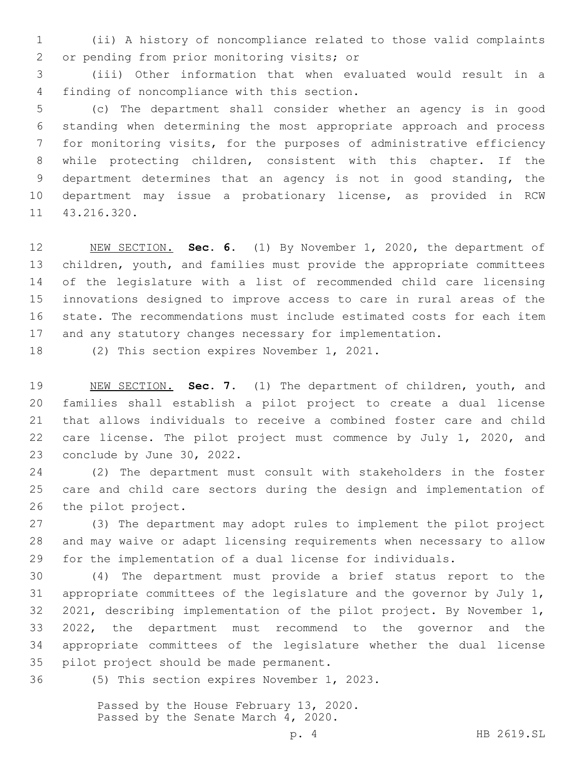(ii) A history of noncompliance related to those valid complaints or pending from prior monitoring visits; or

(iii) Other information that when evaluated would result in a finding of noncompliance with this section.

(c) The department shall consider whether an agency is in good standing when determining the most appropriate approach and process for monitoring visits, for the purposes of administrative efficiency while protecting children, consistent with this chapter. If the department determines that an agency is not in good standing, the department may issue a probationary license, as provided in RCW 43.216.320.

NEW SECTION. **Sec. 6.** (1) By November 1, 2020, the department of children, youth, and families must provide the appropriate committees of the legislature with a list of recommended child care licensing innovations designed to improve access to care in rural areas of the state. The recommendations must include estimated costs for each item and any statutory changes necessary for implementation.

(2) This section expires November 1, 2021.

NEW SECTION. **Sec. 7.** (1) The department of children, youth, and families shall establish a pilot project to create a dual license that allows individuals to receive a combined foster care and child care license. The pilot project must commence by July 1, 2020, and conclude by June 30, 2022.

(2) The department must consult with stakeholders in the foster care and child care sectors during the design and implementation of the pilot project.

(3) The department may adopt rules to implement the pilot project and may waive or adapt licensing requirements when necessary to allow for the implementation of a dual license for individuals.

(4) The department must provide a brief status report to the appropriate committees of the legislature and the governor by July 1, 2021, describing implementation of the pilot project. By November 1, 2022, the department must recommend to the governor and the appropriate committees of the legislature whether the dual license pilot project should be made permanent.

(5) This section expires November 1, 2023.

Passed by the House February 13, 2020.
Passed by the Senate March 4, 2020.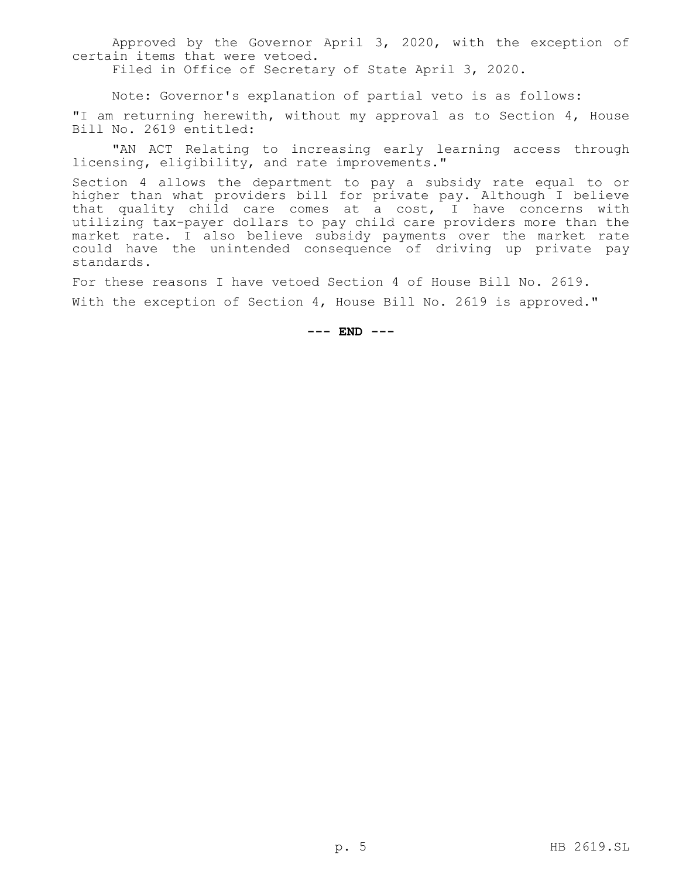Approved by the Governor April 3, 2020, with the exception of certain items that were vetoed.

Filed in Office of Secretary of State April 3, 2020.

Note: Governor's explanation of partial veto is as follows:

"I am returning herewith, without my approval as to Section 4, House Bill No. 2619 entitled:

"AN ACT Relating to increasing early learning access through licensing, eligibility, and rate improvements."

Section 4 allows the department to pay a subsidy rate equal to or higher than what providers bill for private pay. Although I believe that quality child care comes at a cost, I have concerns with utilizing tax-payer dollars to pay child care providers more than the market rate. I also believe subsidy payments over the market rate could have the unintended consequence of driving up private pay standards.

For these reasons I have vetoed Section 4 of House Bill No. 2619.

With the exception of Section 4, House Bill No. 2619 is approved."

**--- END ---**